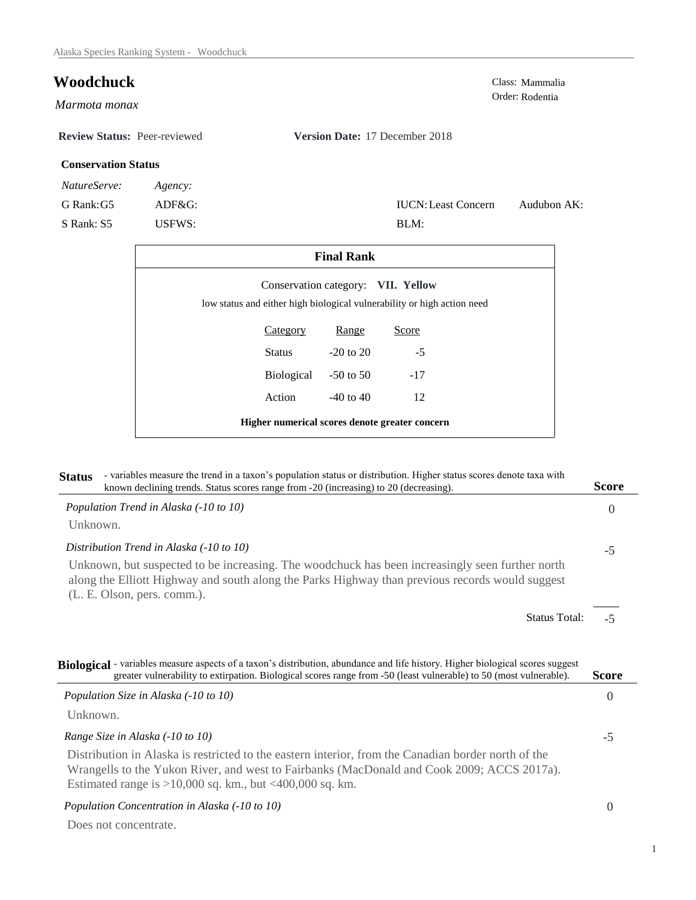# Woodchuck

*Marmota monax*

Class: Mammalia
Order: Rodentia

**Review Status:** Peer-reviewed **Version Date:** 17 December 2018

**Conservation Status**

| *NatureServe:* | *Agency:* | | |
|---|---|---|---|
| G Rank: G5 | ADF&G: | IUCN: Least Concern | Audubon AK: |
| S Rank: S5 | USFWS: | BLM: | |

## Final Rank

Conservation category: **VII. Yellow**

low status and either high biological vulnerability or high action need

| Category | Range | Score |
|---|---|---|
| Status | -20 to 20 | -5 |
| Biological | -50 to 50 | -17 |
| Action | -40 to 40 | 12 |

**Higher numerical scores denote greater concern**

## Status

- variables measure the trend in a taxon's population status or distribution. Higher status scores denote taxa with known declining trends. Status scores range from -20 (increasing) to 20 (decreasing).

| | **Score** |
|---|---|
| *Population Trend in Alaska (-10 to 10)* | 0 |

Unknown.

| | |
|---|---|
| *Distribution Trend in Alaska (-10 to 10)* | -5 |

Unknown, but suspected to be increasing. The woodchuck has been increasingly seen further north along the Elliott Highway and south along the Parks Highway than previous records would suggest (L. E. Olson, pers. comm.).

Status Total: -5

## Biological

- variables measure aspects of a taxon's distribution, abundance and life history. Higher biological scores suggest greater vulnerability to extirpation. Biological scores range from -50 (least vulnerable) to 50 (most vulnerable).

| | **Score** |
|---|---|
| *Population Size in Alaska (-10 to 10)* | 0 |

Unknown.

| | |
|---|---|
| *Range Size in Alaska (-10 to 10)* | -5 |

Distribution in Alaska is restricted to the eastern interior, from the Canadian border north of the Wrangells to the Yukon River, and west to Fairbanks (MacDonald and Cook 2009; ACCS 2017a). Estimated range is >10,000 sq. km., but <400,000 sq. km.

| | |
|---|---|
| *Population Concentration in Alaska (-10 to 10)* | 0 |

Does not concentrate.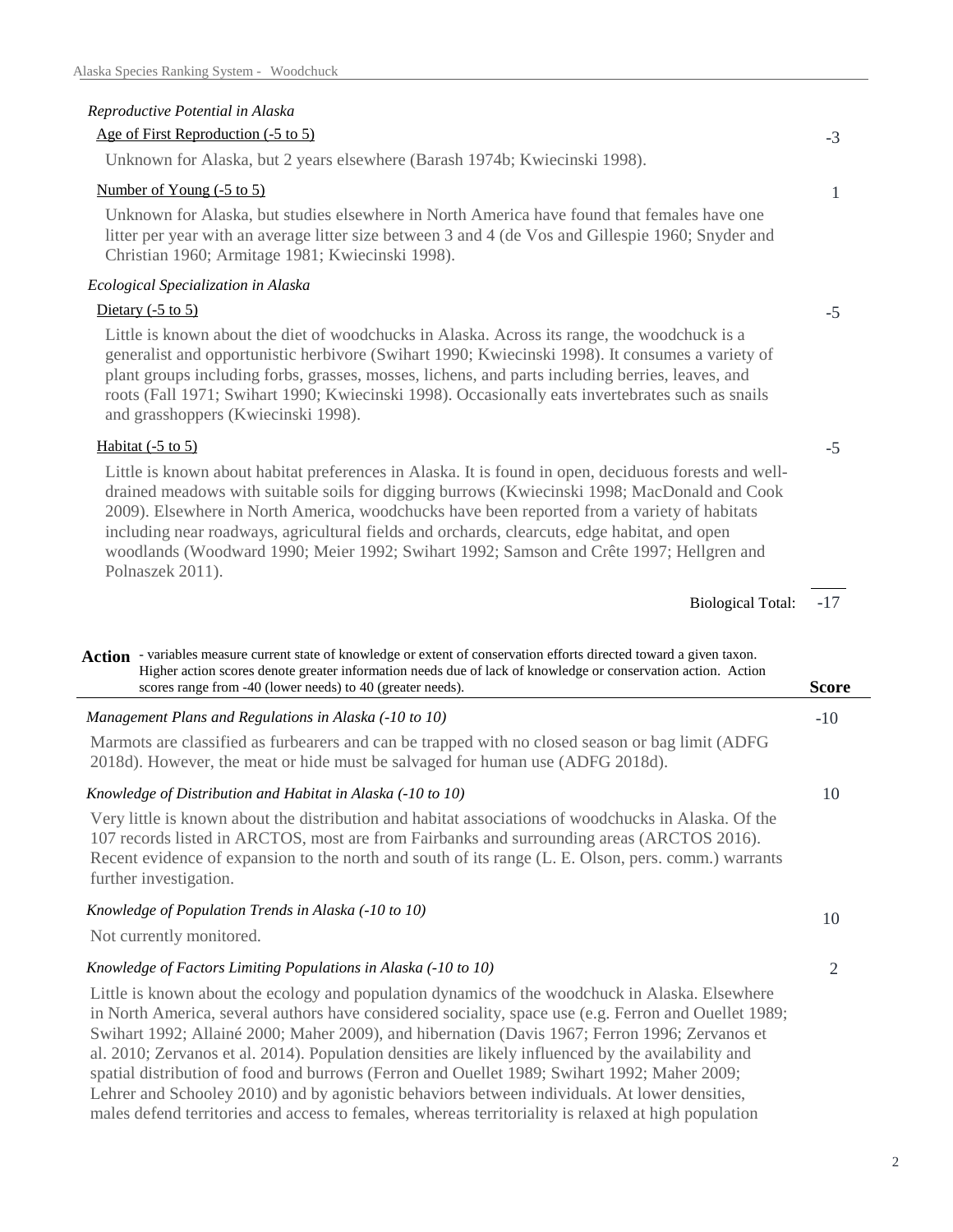*Reproductive Potential in Alaska*

Age of First Reproduction (-5 to 5) — -3

Unknown for Alaska, but 2 years elsewhere (Barash 1974b; Kwiecinski 1998).

Number of Young (-5 to 5) — 1

Unknown for Alaska, but studies elsewhere in North America have found that females have one litter per year with an average litter size between 3 and 4 (de Vos and Gillespie 1960; Snyder and Christian 1960; Armitage 1981; Kwiecinski 1998).

*Ecological Specialization in Alaska*

Dietary (-5 to 5) — -5

Little is known about the diet of woodchucks in Alaska. Across its range, the woodchuck is a generalist and opportunistic herbivore (Swihart 1990; Kwiecinski 1998). It consumes a variety of plant groups including forbs, grasses, mosses, lichens, and parts including berries, leaves, and roots (Fall 1971; Swihart 1990; Kwiecinski 1998). Occasionally eats invertebrates such as snails and grasshoppers (Kwiecinski 1998).

Habitat (-5 to 5) — -5

Little is known about habitat preferences in Alaska. It is found in open, deciduous forests and well-drained meadows with suitable soils for digging burrows (Kwiecinski 1998; MacDonald and Cook 2009). Elsewhere in North America, woodchucks have been reported from a variety of habitats including near roadways, agricultural fields and orchards, clearcuts, edge habitat, and open woodlands (Woodward 1990; Meier 1992; Swihart 1992; Samson and Crête 1997; Hellgren and Polnaszek 2011).

Biological Total: -17

**Action** - variables measure current state of knowledge or extent of conservation efforts directed toward a given taxon. Higher action scores denote greater information needs due of lack of knowledge or conservation action. Action scores range from -40 (lower needs) to 40 (greater needs). — **Score**

*Management Plans and Regulations in Alaska (-10 to 10)* — -10

Marmots are classified as furbearers and can be trapped with no closed season or bag limit (ADFG 2018d). However, the meat or hide must be salvaged for human use (ADFG 2018d).

*Knowledge of Distribution and Habitat in Alaska (-10 to 10)* — 10

Very little is known about the distribution and habitat associations of woodchucks in Alaska. Of the 107 records listed in ARCTOS, most are from Fairbanks and surrounding areas (ARCTOS 2016). Recent evidence of expansion to the north and south of its range (L. E. Olson, pers. comm.) warrants further investigation.

*Knowledge of Population Trends in Alaska (-10 to 10)* — 10

Not currently monitored.

*Knowledge of Factors Limiting Populations in Alaska (-10 to 10)* — 2

Little is known about the ecology and population dynamics of the woodchuck in Alaska. Elsewhere in North America, several authors have considered sociality, space use (e.g. Ferron and Ouellet 1989; Swihart 1992; Allainé 2000; Maher 2009), and hibernation (Davis 1967; Ferron 1996; Zervanos et al. 2010; Zervanos et al. 2014). Population densities are likely influenced by the availability and spatial distribution of food and burrows (Ferron and Ouellet 1989; Swihart 1992; Maher 2009; Lehrer and Schooley 2010) and by agonistic behaviors between individuals. At lower densities, males defend territories and access to females, whereas territoriality is relaxed at high population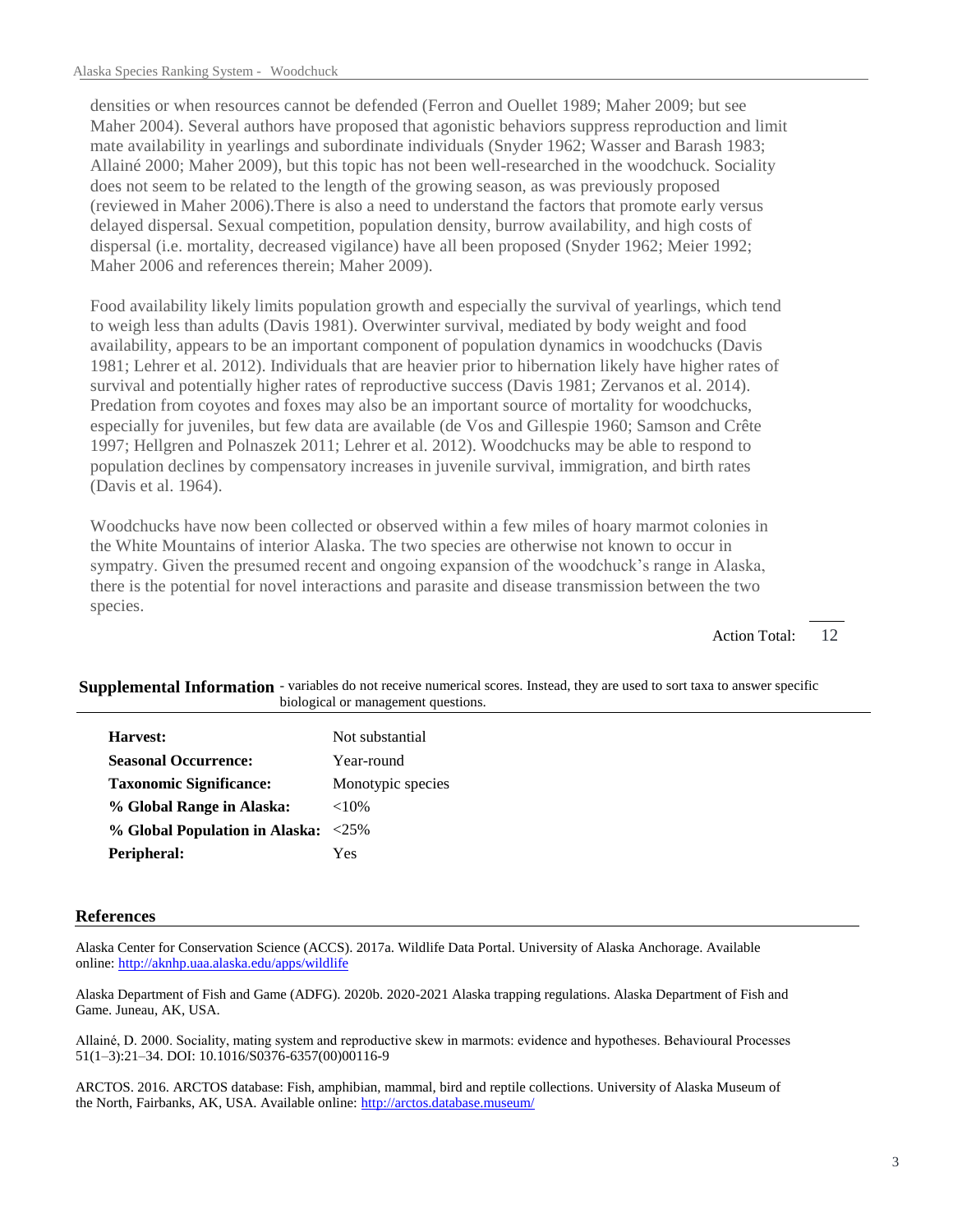densities or when resources cannot be defended (Ferron and Ouellet 1989; Maher 2009; but see Maher 2004). Several authors have proposed that agonistic behaviors suppress reproduction and limit mate availability in yearlings and subordinate individuals (Snyder 1962; Wasser and Barash 1983; Allainé 2000; Maher 2009), but this topic has not been well-researched in the woodchuck. Sociality does not seem to be related to the length of the growing season, as was previously proposed (reviewed in Maher 2006).There is also a need to understand the factors that promote early versus delayed dispersal. Sexual competition, population density, burrow availability, and high costs of dispersal (i.e. mortality, decreased vigilance) have all been proposed (Snyder 1962; Meier 1992; Maher 2006 and references therein; Maher 2009).

Food availability likely limits population growth and especially the survival of yearlings, which tend to weigh less than adults (Davis 1981). Overwinter survival, mediated by body weight and food availability, appears to be an important component of population dynamics in woodchucks (Davis 1981; Lehrer et al. 2012). Individuals that are heavier prior to hibernation likely have higher rates of survival and potentially higher rates of reproductive success (Davis 1981; Zervanos et al. 2014). Predation from coyotes and foxes may also be an important source of mortality for woodchucks, especially for juveniles, but few data are available (de Vos and Gillespie 1960; Samson and Crête 1997; Hellgren and Polnaszek 2011; Lehrer et al. 2012). Woodchucks may be able to respond to population declines by compensatory increases in juvenile survival, immigration, and birth rates (Davis et al. 1964).

Woodchucks have now been collected or observed within a few miles of hoary marmot colonies in the White Mountains of interior Alaska. The two species are otherwise not known to occur in sympatry. Given the presumed recent and ongoing expansion of the woodchuck's range in Alaska, there is the potential for novel interactions and parasite and disease transmission between the two species.

Action Total: 12

## Supplemental Information

- variables do not receive numerical scores. Instead, they are used to sort taxa to answer specific biological or management questions.

| | |
|---|---|
| **Harvest:** | Not substantial |
| **Seasonal Occurrence:** | Year-round |
| **Taxonomic Significance:** | Monotypic species |
| **% Global Range in Alaska:** | <10% |
| **% Global Population in Alaska:** | <25% |
| **Peripheral:** | Yes |

## References

Alaska Center for Conservation Science (ACCS). 2017a. Wildlife Data Portal. University of Alaska Anchorage. Available online: http://aknhp.uaa.alaska.edu/apps/wildlife

Alaska Department of Fish and Game (ADFG). 2020b. 2020-2021 Alaska trapping regulations. Alaska Department of Fish and Game. Juneau, AK, USA.

Allainé, D. 2000. Sociality, mating system and reproductive skew in marmots: evidence and hypotheses. Behavioural Processes 51(1–3):21–34. DOI: 10.1016/S0376-6357(00)00116-9

ARCTOS. 2016. ARCTOS database: Fish, amphibian, mammal, bird and reptile collections. University of Alaska Museum of the North, Fairbanks, AK, USA. Available online: http://arctos.database.museum/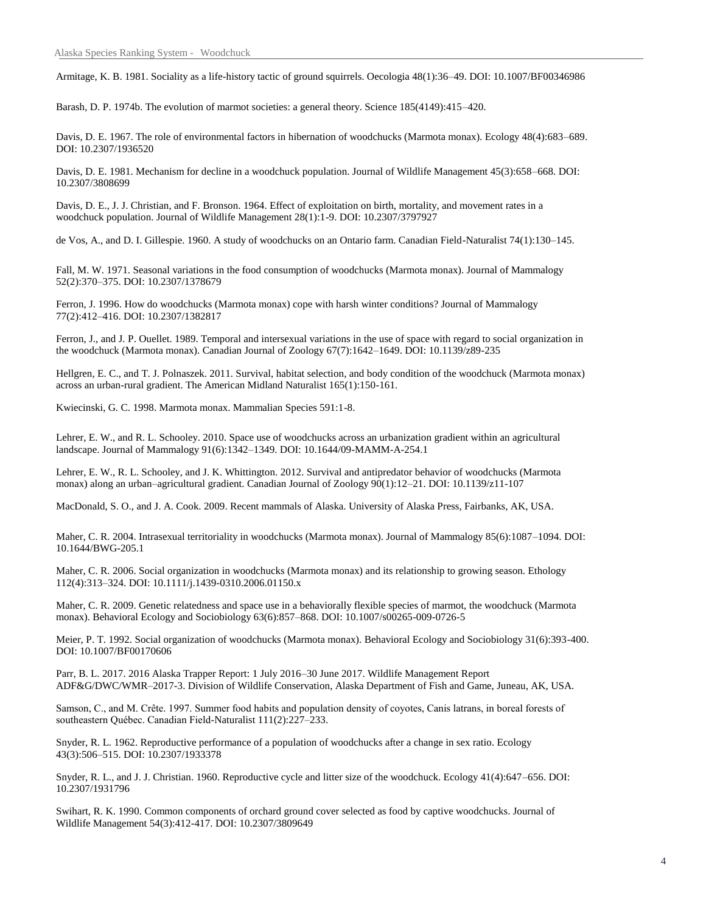Armitage, K. B. 1981. Sociality as a life-history tactic of ground squirrels. Oecologia 48(1):36–49. DOI: 10.1007/BF00346986

Barash, D. P. 1974b. The evolution of marmot societies: a general theory. Science 185(4149):415–420.

Davis, D. E. 1967. The role of environmental factors in hibernation of woodchucks (Marmota monax). Ecology 48(4):683–689. DOI: 10.2307/1936520

Davis, D. E. 1981. Mechanism for decline in a woodchuck population. Journal of Wildlife Management 45(3):658–668. DOI: 10.2307/3808699

Davis, D. E., J. J. Christian, and F. Bronson. 1964. Effect of exploitation on birth, mortality, and movement rates in a woodchuck population. Journal of Wildlife Management 28(1):1-9. DOI: 10.2307/3797927

de Vos, A., and D. I. Gillespie. 1960. A study of woodchucks on an Ontario farm. Canadian Field-Naturalist 74(1):130–145.

Fall, M. W. 1971. Seasonal variations in the food consumption of woodchucks (Marmota monax). Journal of Mammalogy 52(2):370–375. DOI: 10.2307/1378679

Ferron, J. 1996. How do woodchucks (Marmota monax) cope with harsh winter conditions? Journal of Mammalogy 77(2):412–416. DOI: 10.2307/1382817

Ferron, J., and J. P. Ouellet. 1989. Temporal and intersexual variations in the use of space with regard to social organization in the woodchuck (Marmota monax). Canadian Journal of Zoology 67(7):1642–1649. DOI: 10.1139/z89-235

Hellgren, E. C., and T. J. Polnaszek. 2011. Survival, habitat selection, and body condition of the woodchuck (Marmota monax) across an urban-rural gradient. The American Midland Naturalist 165(1):150-161.

Kwiecinski, G. C. 1998. Marmota monax. Mammalian Species 591:1-8.

Lehrer, E. W., and R. L. Schooley. 2010. Space use of woodchucks across an urbanization gradient within an agricultural landscape. Journal of Mammalogy 91(6):1342–1349. DOI: 10.1644/09-MAMM-A-254.1

Lehrer, E. W., R. L. Schooley, and J. K. Whittington. 2012. Survival and antipredator behavior of woodchucks (Marmota monax) along an urban–agricultural gradient. Canadian Journal of Zoology 90(1):12–21. DOI: 10.1139/z11-107

MacDonald, S. O., and J. A. Cook. 2009. Recent mammals of Alaska. University of Alaska Press, Fairbanks, AK, USA.

Maher, C. R. 2004. Intrasexual territoriality in woodchucks (Marmota monax). Journal of Mammalogy 85(6):1087–1094. DOI: 10.1644/BWG-205.1

Maher, C. R. 2006. Social organization in woodchucks (Marmota monax) and its relationship to growing season. Ethology 112(4):313–324. DOI: 10.1111/j.1439-0310.2006.01150.x

Maher, C. R. 2009. Genetic relatedness and space use in a behaviorally flexible species of marmot, the woodchuck (Marmota monax). Behavioral Ecology and Sociobiology 63(6):857–868. DOI: 10.1007/s00265-009-0726-5

Meier, P. T. 1992. Social organization of woodchucks (Marmota monax). Behavioral Ecology and Sociobiology 31(6):393-400. DOI: 10.1007/BF00170606

Parr, B. L. 2017. 2016 Alaska Trapper Report: 1 July 2016–30 June 2017. Wildlife Management Report ADF&G/DWC/WMR–2017-3. Division of Wildlife Conservation, Alaska Department of Fish and Game, Juneau, AK, USA.

Samson, C., and M. Crête. 1997. Summer food habits and population density of coyotes, Canis latrans, in boreal forests of southeastern Québec. Canadian Field-Naturalist 111(2):227–233.

Snyder, R. L. 1962. Reproductive performance of a population of woodchucks after a change in sex ratio. Ecology 43(3):506–515. DOI: 10.2307/1933378

Snyder, R. L., and J. J. Christian. 1960. Reproductive cycle and litter size of the woodchuck. Ecology 41(4):647–656. DOI: 10.2307/1931796

Swihart, R. K. 1990. Common components of orchard ground cover selected as food by captive woodchucks. Journal of Wildlife Management 54(3):412-417. DOI: 10.2307/3809649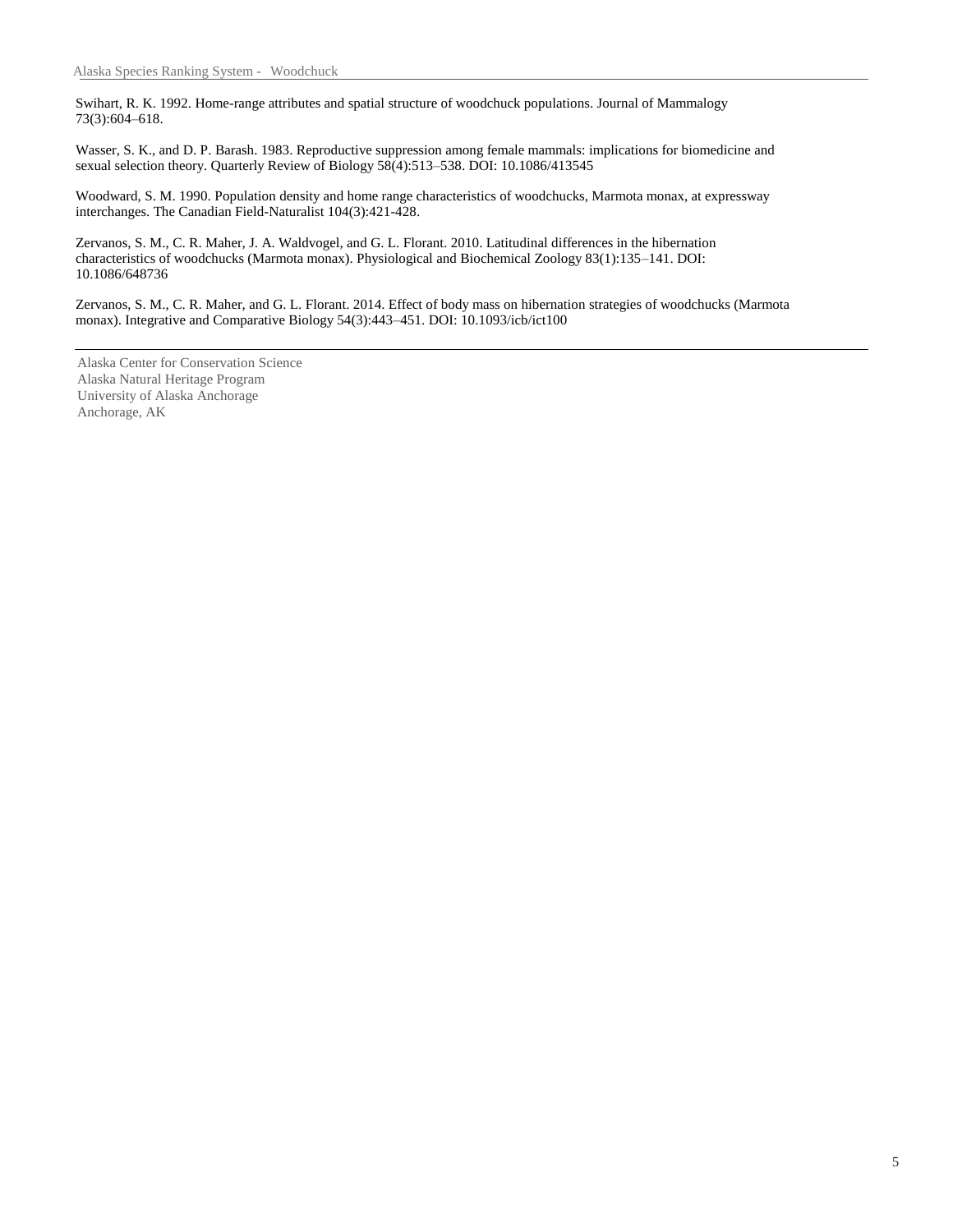Swihart, R. K. 1992. Home-range attributes and spatial structure of woodchuck populations. Journal of Mammalogy 73(3):604–618.

Wasser, S. K., and D. P. Barash. 1983. Reproductive suppression among female mammals: implications for biomedicine and sexual selection theory. Quarterly Review of Biology 58(4):513–538. DOI: 10.1086/413545

Woodward, S. M. 1990. Population density and home range characteristics of woodchucks, Marmota monax, at expressway interchanges. The Canadian Field-Naturalist 104(3):421-428.

Zervanos, S. M., C. R. Maher, J. A. Waldvogel, and G. L. Florant. 2010. Latitudinal differences in the hibernation characteristics of woodchucks (Marmota monax). Physiological and Biochemical Zoology 83(1):135–141. DOI: 10.1086/648736

Zervanos, S. M., C. R. Maher, and G. L. Florant. 2014. Effect of body mass on hibernation strategies of woodchucks (Marmota monax). Integrative and Comparative Biology 54(3):443–451. DOI: 10.1093/icb/ict100

---

Alaska Center for Conservation Science
Alaska Natural Heritage Program
University of Alaska Anchorage
Anchorage, AK